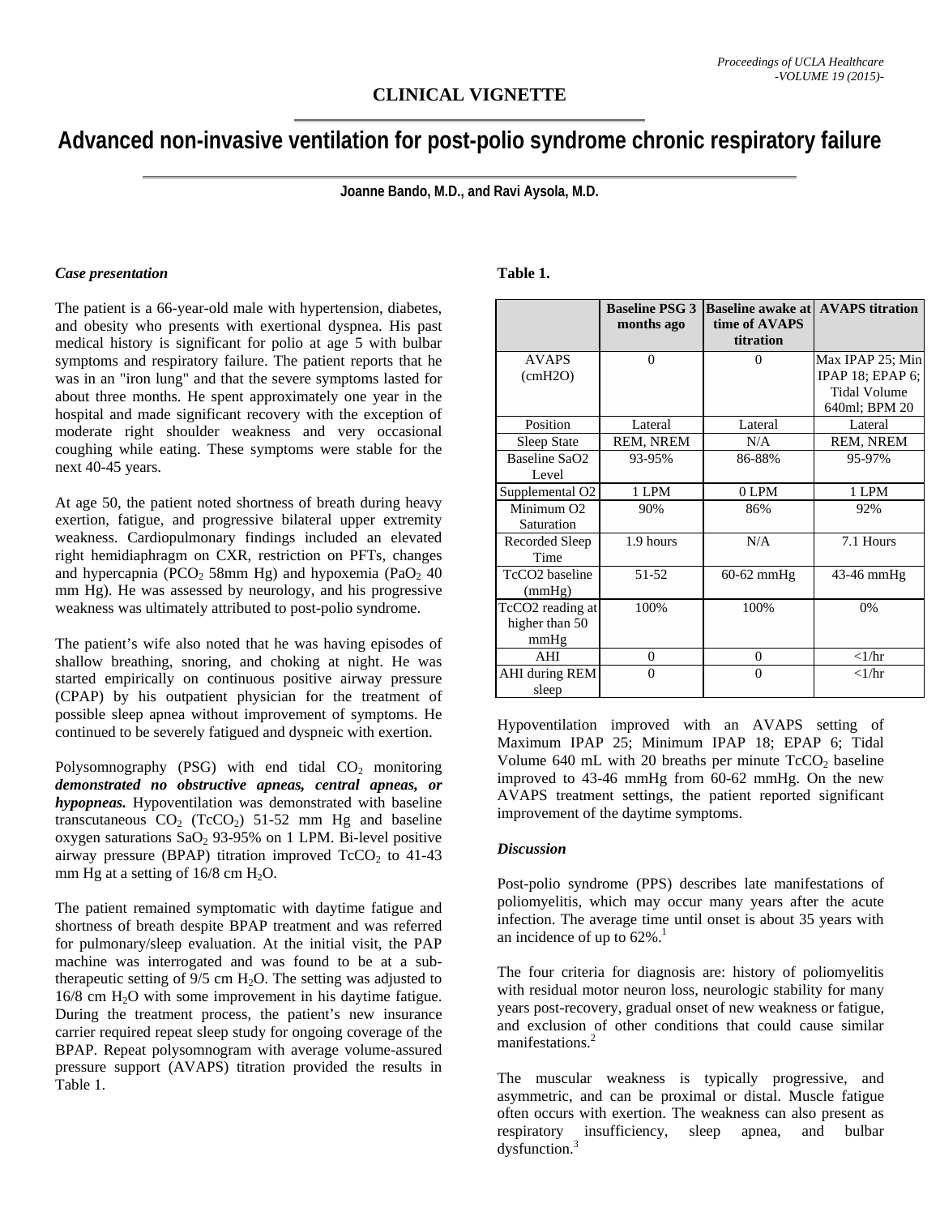## CLINICAL VIGNETTE

# Advanced non-invasive ventilation for post-polio syndrome chronic respiratory failure

**Joanne Bando, M.D., and Ravi Aysola, M.D.**

### *Case presentation*

The patient is a 66-year-old male with hypertension, diabetes, and obesity who presents with exertional dyspnea. His past medical history is significant for polio at age 5 with bulbar symptoms and respiratory failure. The patient reports that he was in an "iron lung" and that the severe symptoms lasted for about three months. He spent approximately one year in the hospital and made significant recovery with the exception of moderate right shoulder weakness and very occasional coughing while eating. These symptoms were stable for the next 40-45 years.

At age 50, the patient noted shortness of breath during heavy exertion, fatigue, and progressive bilateral upper extremity weakness. Cardiopulmonary findings included an elevated right hemidiaphragm on CXR, restriction on PFTs, changes and hypercapnia ($PCO_2$ 58mm Hg) and hypoxemia ($PaO_2$ 40 mm Hg). He was assessed by neurology, and his progressive weakness was ultimately attributed to post-polio syndrome.

The patient's wife also noted that he was having episodes of shallow breathing, snoring, and choking at night. He was started empirically on continuous positive airway pressure (CPAP) by his outpatient physician for the treatment of possible sleep apnea without improvement of symptoms. He continued to be severely fatigued and dyspneic with exertion.

Polysomnography (PSG) with end tidal $CO_2$ monitoring ***demonstrated no obstructive apneas, central apneas, or hypopneas.*** Hypoventilation was demonstrated with baseline transcutaneous $CO_2$ ($TcCO_2$) 51-52 mm Hg and baseline oxygen saturations $SaO_2$ 93-95% on 1 LPM. Bi-level positive airway pressure (BPAP) titration improved $TcCO_2$ to 41-43 mm Hg at a setting of 16/8 cm $H_2O$.

The patient remained symptomatic with daytime fatigue and shortness of breath despite BPAP treatment and was referred for pulmonary/sleep evaluation. At the initial visit, the PAP machine was interrogated and was found to be at a sub-therapeutic setting of 9/5 cm $H_2O$. The setting was adjusted to 16/8 cm $H_2O$ with some improvement in his daytime fatigue. During the treatment process, the patient's new insurance carrier required repeat sleep study for ongoing coverage of the BPAP. Repeat polysomnogram with average volume-assured pressure support (AVAPS) titration provided the results in Table 1.

**Table 1.**

| | Baseline PSG 3 months ago | Baseline awake at time of AVAPS titration | AVAPS titration |
|---|---|---|---|
| AVAPS (cmH2O) | 0 | 0 | Max IPAP 25; Min IPAP 18; EPAP 6; Tidal Volume 640ml; BPM 20 |
| Position | Lateral | Lateral | Lateral |
| Sleep State | REM, NREM | N/A | REM, NREM |
| Baseline SaO2 Level | 93-95% | 86-88% | 95-97% |
| Supplemental O2 | 1 LPM | 0 LPM | 1 LPM |
| Minimum O2 Saturation | 90% | 86% | 92% |
| Recorded Sleep Time | 1.9 hours | N/A | 7.1 Hours |
| TcCO2 baseline (mmHg) | 51-52 | 60-62 mmHg | 43-46 mmHg |
| TcCO2 reading at higher than 50 mmHg | 100% | 100% | 0% |
| AHI | 0 | 0 | <1/hr |
| AHI during REM sleep | 0 | 0 | <1/hr |

Hypoventilation improved with an AVAPS setting of Maximum IPAP 25; Minimum IPAP 18; EPAP 6; Tidal Volume 640 mL with 20 breaths per minute $TcCO_2$ baseline improved to 43-46 mmHg from 60-62 mmHg. On the new AVAPS treatment settings, the patient reported significant improvement of the daytime symptoms.

### *Discussion*

Post-polio syndrome (PPS) describes late manifestations of poliomyelitis, which may occur many years after the acute infection. The average time until onset is about 35 years with an incidence of up to 62%.[1]

The four criteria for diagnosis are: history of poliomyelitis with residual motor neuron loss, neurologic stability for many years post-recovery, gradual onset of new weakness or fatigue, and exclusion of other conditions that could cause similar manifestations.[2]

The muscular weakness is typically progressive, and asymmetric, and can be proximal or distal. Muscle fatigue often occurs with exertion. The weakness can also present as respiratory insufficiency, sleep apnea, and bulbar dysfunction.[3]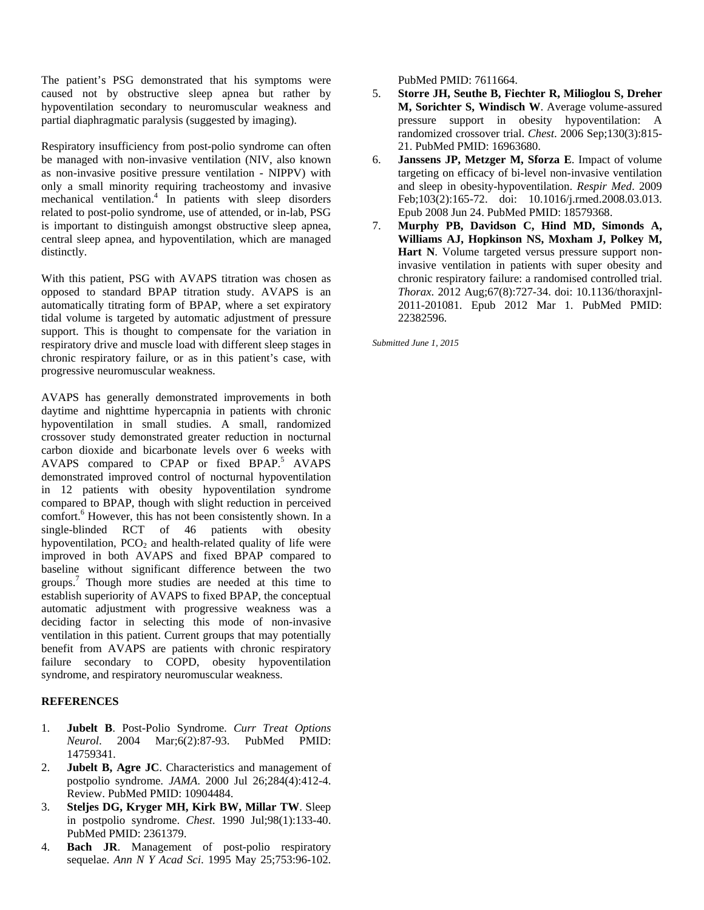The patient's PSG demonstrated that his symptoms were caused not by obstructive sleep apnea but rather by hypoventilation secondary to neuromuscular weakness and partial diaphragmatic paralysis (suggested by imaging).

Respiratory insufficiency from post-polio syndrome can often be managed with non-invasive ventilation (NIV, also known as non-invasive positive pressure ventilation - NIPPV) with only a small minority requiring tracheostomy and invasive mechanical ventilation.[4] In patients with sleep disorders related to post-polio syndrome, use of attended, or in-lab, PSG is important to distinguish amongst obstructive sleep apnea, central sleep apnea, and hypoventilation, which are managed distinctly.

With this patient, PSG with AVAPS titration was chosen as opposed to standard BPAP titration study. AVAPS is an automatically titrating form of BPAP, where a set expiratory tidal volume is targeted by automatic adjustment of pressure support. This is thought to compensate for the variation in respiratory drive and muscle load with different sleep stages in chronic respiratory failure, or as in this patient's case, with progressive neuromuscular weakness.

AVAPS has generally demonstrated improvements in both daytime and nighttime hypercapnia in patients with chronic hypoventilation in small studies. A small, randomized crossover study demonstrated greater reduction in nocturnal carbon dioxide and bicarbonate levels over 6 weeks with AVAPS compared to CPAP or fixed BPAP.[5] AVAPS demonstrated improved control of nocturnal hypoventilation in 12 patients with obesity hypoventilation syndrome compared to BPAP, though with slight reduction in perceived comfort.[6] However, this has not been consistently shown. In a single-blinded RCT of 46 patients with obesity hypoventilation, $PCO_2$ and health-related quality of life were improved in both AVAPS and fixed BPAP compared to baseline without significant difference between the two groups.[7] Though more studies are needed at this time to establish superiority of AVAPS to fixed BPAP, the conceptual automatic adjustment with progressive weakness was a deciding factor in selecting this mode of non-invasive ventilation in this patient. Current groups that may potentially benefit from AVAPS are patients with chronic respiratory failure secondary to COPD, obesity hypoventilation syndrome, and respiratory neuromuscular weakness.

## REFERENCES

1. **Jubelt B**. Post-Polio Syndrome. *Curr Treat Options Neurol*. 2004 Mar;6(2):87-93. PubMed PMID: 14759341.
2. **Jubelt B, Agre JC**. Characteristics and management of postpolio syndrome. *JAMA*. 2000 Jul 26;284(4):412-4. Review. PubMed PMID: 10904484.
3. **Steljes DG, Kryger MH, Kirk BW, Millar TW**. Sleep in postpolio syndrome. *Chest*. 1990 Jul;98(1):133-40. PubMed PMID: 2361379.
4. **Bach JR**. Management of post-polio respiratory sequelae. *Ann N Y Acad Sci*. 1995 May 25;753:96-102. PubMed PMID: 7611664.
5. **Storre JH, Seuthe B, Fiechter R, Milioglou S, Dreher M, Sorichter S, Windisch W**. Average volume-assured pressure support in obesity hypoventilation: A randomized crossover trial. *Chest*. 2006 Sep;130(3):815-21. PubMed PMID: 16963680.
6. **Janssens JP, Metzger M, Sforza E**. Impact of volume targeting on efficacy of bi-level non-invasive ventilation and sleep in obesity-hypoventilation. *Respir Med*. 2009 Feb;103(2):165-72. doi: 10.1016/j.rmed.2008.03.013. Epub 2008 Jun 24. PubMed PMID: 18579368.
7. **Murphy PB, Davidson C, Hind MD, Simonds A, Williams AJ, Hopkinson NS, Moxham J, Polkey M, Hart N**. Volume targeted versus pressure support non-invasive ventilation in patients with super obesity and chronic respiratory failure: a randomised controlled trial. *Thorax*. 2012 Aug;67(8):727-34. doi: 10.1136/thoraxjnl-2011-201081. Epub 2012 Mar 1. PubMed PMID: 22382596.

*Submitted June 1, 2015*